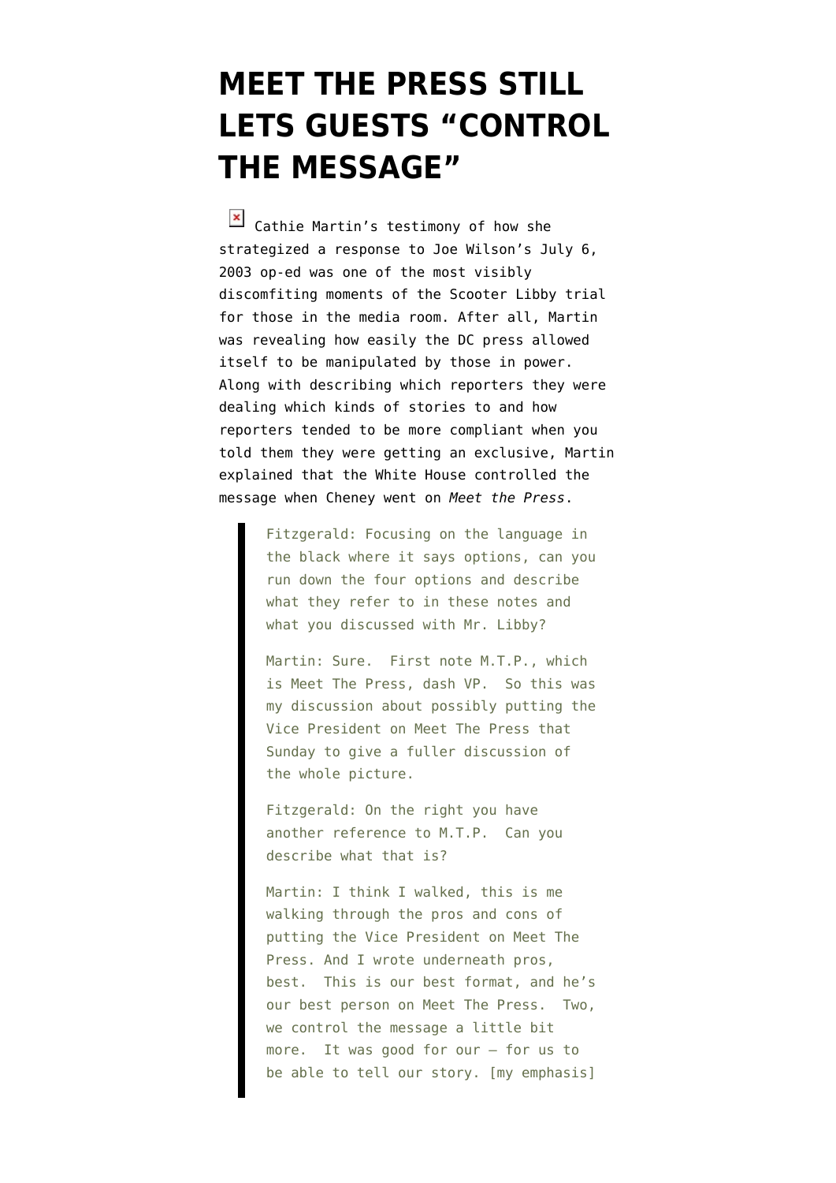# MEET THE PRESS STILL LETS GUESTS "CONTROL THE MESSAGE"

Cathie Martin's testimony of how she strategized a response to Joe Wilson's July 6, 2003 op-ed was one of the most visibly discomfiting moments of the Scooter Libby trial for those in the media room. After all, Martin was revealing how easily the DC press allowed itself to be manipulated by those in power. Along with describing which reporters they were dealing which kinds of stories to and how reporters tended to be more compliant when you told them they were getting an exclusive, Martin explained that the White House controlled the message when Cheney went on *Meet the Press*.

> Fitzgerald: Focusing on the language in the black where it says options, can you run down the four options and describe what they refer to in these notes and what you discussed with Mr. Libby?
>
> Martin: Sure. First note M.T.P., which is Meet The Press, dash VP. So this was my discussion about possibly putting the Vice President on Meet The Press that Sunday to give a fuller discussion of the whole picture.
>
> Fitzgerald: On the right you have another reference to M.T.P. Can you describe what that is?
>
> Martin: I think I walked, this is me walking through the pros and cons of putting the Vice President on Meet The Press. And I wrote underneath pros, best. This is our best format, and he's our best person on Meet The Press. Two, we control the message a little bit more. It was good for our – for us to be able to tell our story. [my emphasis]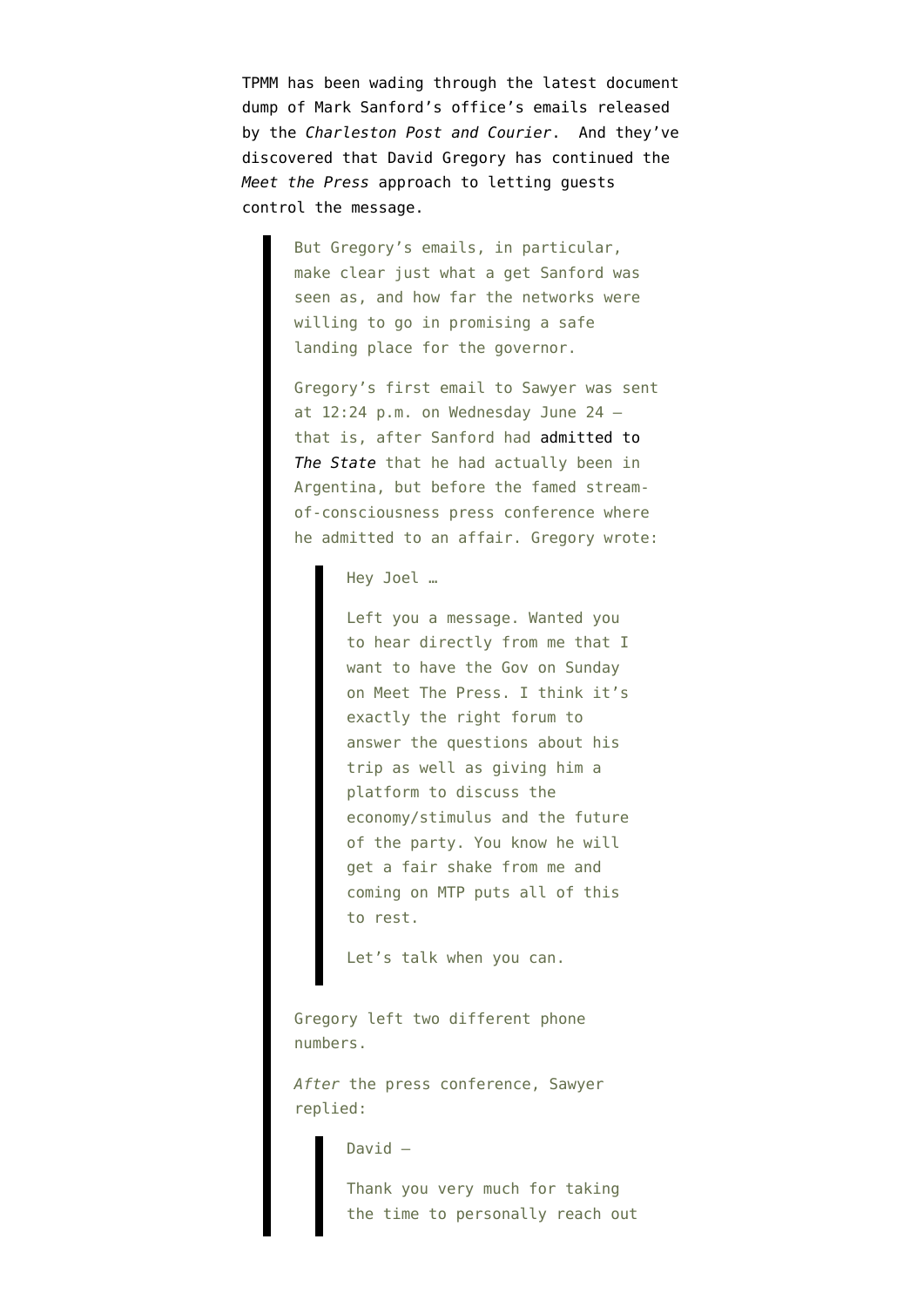TPMM has been wading through the latest document dump of Mark Sanford's office's emails released by the *Charleston Post and Courier*. And they've discovered that David Gregory has continued the *Meet the Press* approach to letting guests control the message.

> But Gregory's emails, in particular, make clear just what a get Sanford was seen as, and how far the networks were willing to go in promising a safe landing place for the governor.
>
> Gregory's first email to Sawyer was sent at 12:24 p.m. on Wednesday June 24 — that is, after Sanford had admitted to *The State* that he had actually been in Argentina, but before the famed stream-of-consciousness press conference where he admitted to an affair. Gregory wrote:
>
> > Hey Joel …
> >
> > Left you a message. Wanted you to hear directly from me that I want to have the Gov on Sunday on Meet The Press. I think it's exactly the right forum to answer the questions about his trip as well as giving him a platform to discuss the economy/stimulus and the future of the party. You know he will get a fair shake from me and coming on MTP puts all of this to rest.
> >
> > Let's talk when you can.
>
> Gregory left two different phone numbers.
>
> *After* the press conference, Sawyer replied:
>
> > David —
> >
> > Thank you very much for taking the time to personally reach out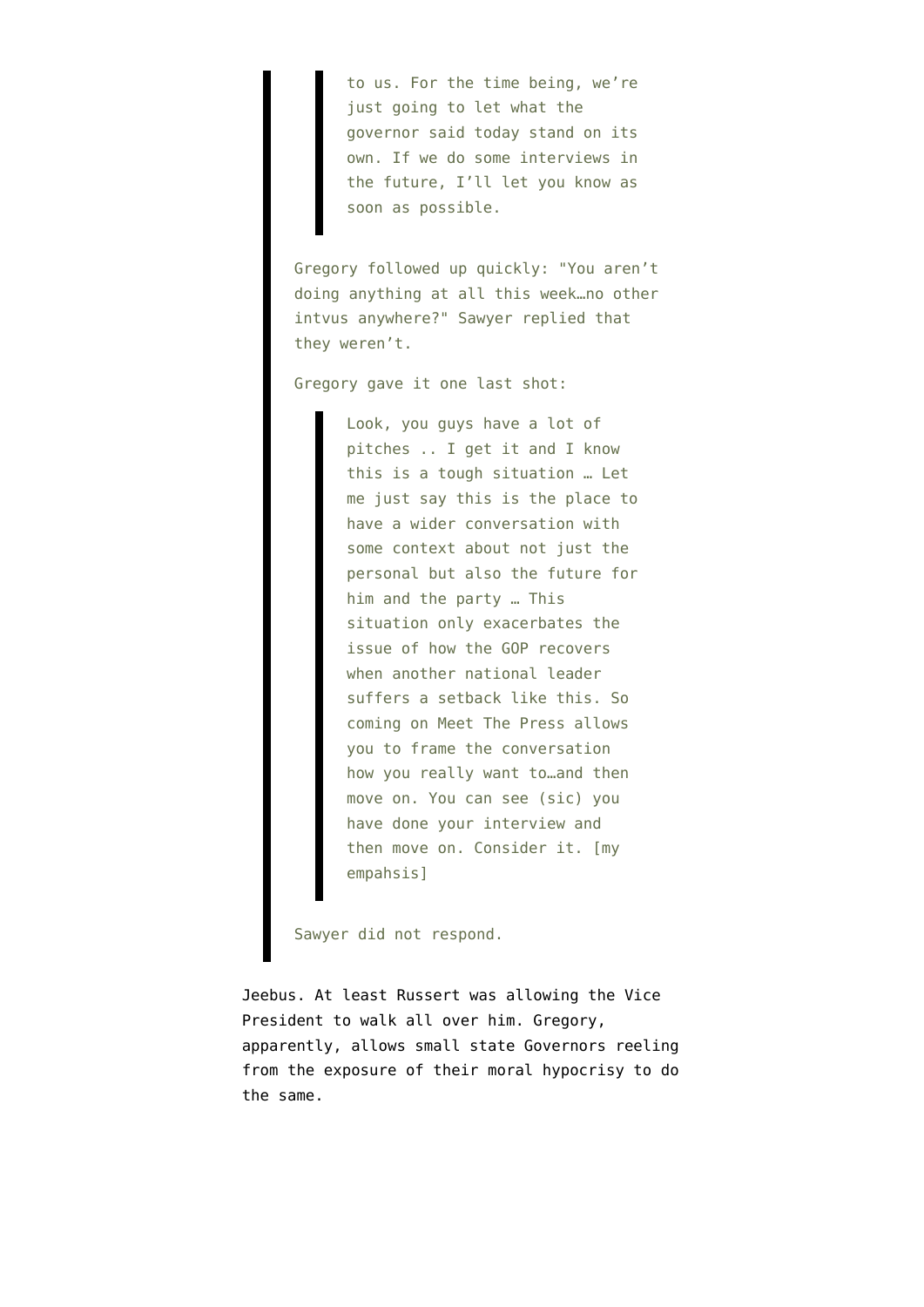> > to us. For the time being, we're just going to let what the governor said today stand on its own. If we do some interviews in the future, I'll let you know as soon as possible.
>
> Gregory followed up quickly: "You aren't doing anything at all this week…no other intvus anywhere?" Sawyer replied that they weren't.
>
> Gregory gave it one last shot:
>
> > Look, you guys have a lot of pitches .. I get it and I know this is a tough situation … Let me just say this is the place to have a wider conversation with some context about not just the personal but also the future for him and the party … This situation only exacerbates the issue of how the GOP recovers when another national leader suffers a setback like this. So coming on Meet The Press allows you to frame the conversation how you really want to…and then move on. You can see (sic) you have done your interview and then move on. Consider it. [my empahsis]
>
> Sawyer did not respond.

Jeebus. At least Russert was allowing the Vice President to walk all over him. Gregory, apparently, allows small state Governors reeling from the exposure of their moral hypocrisy to do the same.